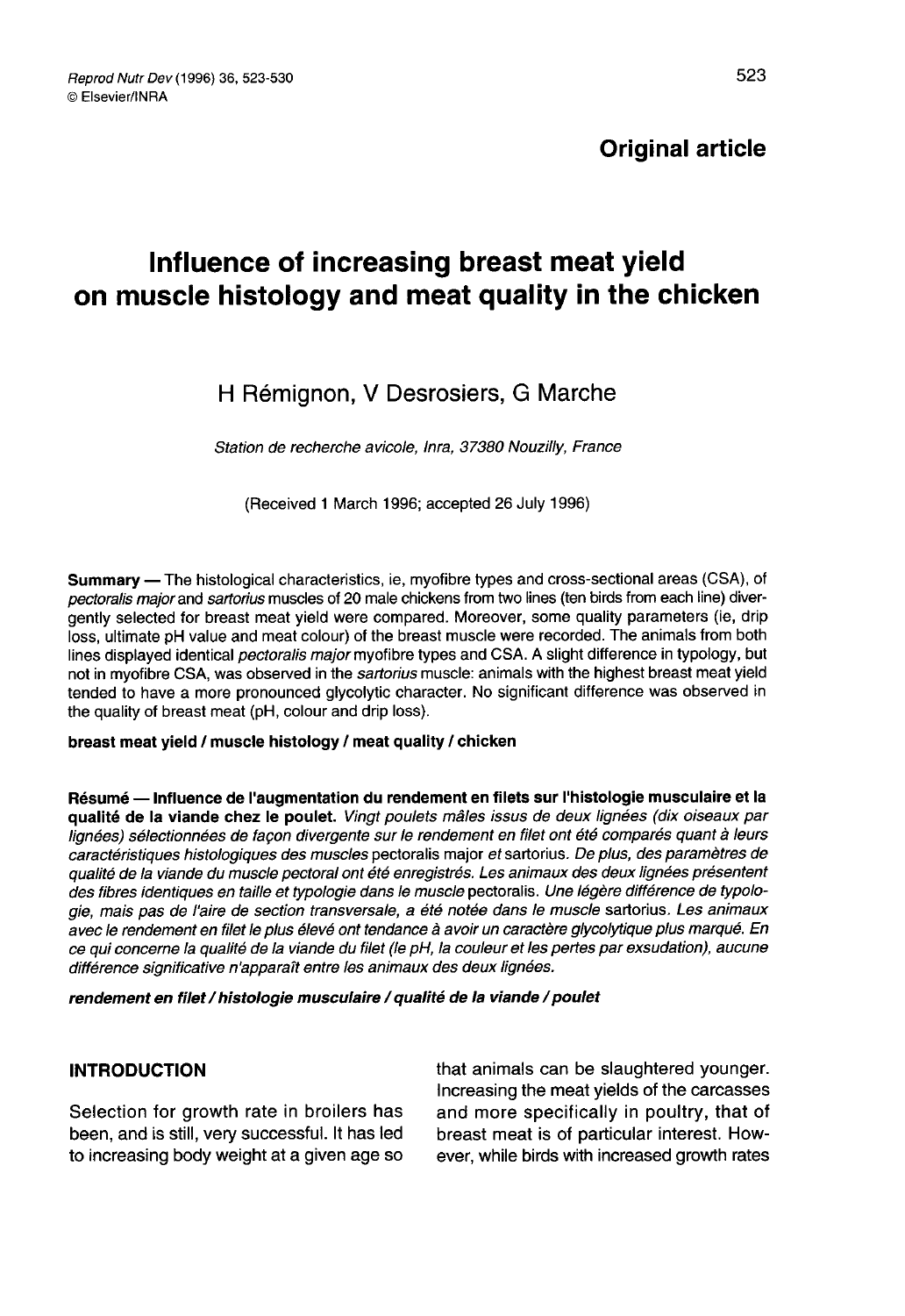Original article

# Influence of increasing breast meat yield on muscle histology and meat quality in the chicken

H Rémignon, V Desrosiers, G Marche

*Station de recherche avicole, Inra, 37380 Nouzilly, France*

(Received 1 March 1996; accepted 26 July 1996)

**Summary** — The histological characteristics, ie, myofibre types and cross-sectional areas (CSA), of *pectoralis major* and *sartorius* muscles of 20 male chickens from two lines (ten birds from each line) divergently selected for breast meat yield were compared. Moreover, some quality parameters (ie, drip loss, ultimate pH value and meat colour) of the breast muscle were recorded. The animals from both lines displayed identical *pectoralis major* myofibre types and CSA. A slight difference in typology, but not in myofibre CSA, was observed in the *sartorius* muscle: animals with the highest breast meat yield tended to have a more pronounced glycolytic character. No significant difference was observed in the quality of breast meat (pH, colour and drip loss).

**breast meat yield / muscle histology / meat quality / chicken**

**Résumé — Influence de l'augmentation du rendement en filets sur l'histologie musculaire et la qualité de la viande chez le poulet.** *Vingt poulets mâles issus de deux lignées (dix oiseaux par lignées) sélectionnées de façon divergente sur le rendement en filet ont été comparés quant à leurs caractéristiques histologiques des muscles* pectoralis major *et* sartorius. *De plus, des paramètres de qualité de la viande du muscle pectoral ont été enregistrés. Les animaux des deux lignées présentent des fibres identiques en taille et typologie dans le muscle* pectoralis. *Une légère différence de typologie, mais pas de l'aire de section transversale, a été notée dans le muscle* sartorius. *Les animaux avec le rendement en filet le plus élevé ont tendance à avoir un caractère glycolytique plus marqué. En ce qui concerne la qualité de la viande du filet (le pH, la couleur et les pertes par exsudation), aucune différence significative n'apparaît entre les animaux des deux lignées.*

***rendement en filet / histologie musculaire / qualité de la viande / poulet***

## INTRODUCTION

Selection for growth rate in broilers has been, and is still, very successful. It has led to increasing body weight at a given age so that animals can be slaughtered younger. Increasing the meat yields of the carcasses and more specifically in poultry, that of breast meat is of particular interest. However, while birds with increased growth rates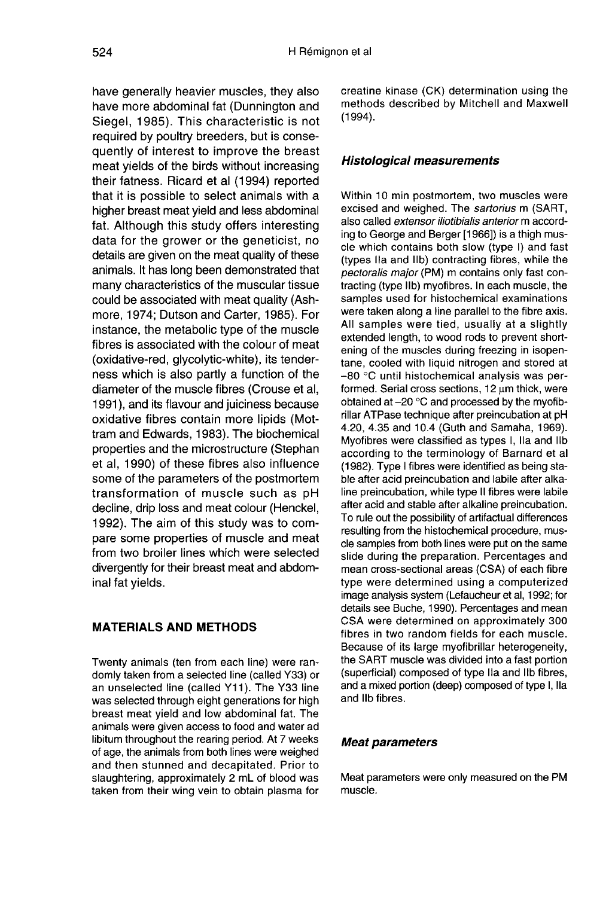have generally heavier muscles, they also have more abdominal fat (Dunnington and Siegel, 1985). This characteristic is not required by poultry breeders, but is consequently of interest to improve the breast meat yields of the birds without increasing their fatness. Ricard et al (1994) reported that it is possible to select animals with a higher breast meat yield and less abdominal fat. Although this study offers interesting data for the grower or the geneticist, no details are given on the meat quality of these animals. It has long been demonstrated that many characteristics of the muscular tissue could be associated with meat quality (Ashmore, 1974; Dutson and Carter, 1985). For instance, the metabolic type of the muscle fibres is associated with the colour of meat (oxidative-red, glycolytic-white), its tenderness which is also partly a function of the diameter of the muscle fibres (Crouse et al, 1991), and its flavour and juiciness because oxidative fibres contain more lipids (Mottram and Edwards, 1983). The biochemical properties and the microstructure (Stephan et al, 1990) of these fibres also influence some of the parameters of the postmortem transformation of muscle such as pH decline, drip loss and meat colour (Henckel, 1992). The aim of this study was to compare some properties of muscle and meat from two broiler lines which were selected divergently for their breast meat and abdominal fat yields.

## MATERIALS AND METHODS

Twenty animals (ten from each line) were randomly taken from a selected line (called Y33) or an unselected line (called Y11). The Y33 line was selected through eight generations for high breast meat yield and low abdominal fat. The animals were given access to food and water ad libitum throughout the rearing period. At 7 weeks of age, the animals from both lines were weighed and then stunned and decapitated. Prior to slaughtering, approximately 2 mL of blood was taken from their wing vein to obtain plasma for creatine kinase (CK) determination using the methods described by Mitchell and Maxwell (1994).

### *Histological measurements*

Within 10 min postmortem, two muscles were excised and weighed. The *sartorius* m (SART, also called *extensor iliotibialis anterior* m according to George and Berger [1966]) is a thigh muscle which contains both slow (type I) and fast (types IIa and IIb) contracting fibres, while the *pectoralis major* (PM) m contains only fast contracting (type IIb) myofibres. In each muscle, the samples used for histochemical examinations were taken along a line parallel to the fibre axis. All samples were tied, usually at a slightly extended length, to wood rods to prevent shortening of the muscles during freezing in isopentane, cooled with liquid nitrogen and stored at −80 °C until histochemical analysis was performed. Serial cross sections, 12 μm thick, were obtained at −20 °C and processed by the myofibrillar ATPase technique after preincubation at pH 4.20, 4.35 and 10.4 (Guth and Samaha, 1969). Myofibres were classified as types I, IIa and IIb according to the terminology of Barnard et al (1982). Type I fibres were identified as being stable after acid preincubation and labile after alkaline preincubation, while type II fibres were labile after acid and stable after alkaline preincubation. To rule out the possibility of artifactual differences resulting from the histochemical procedure, muscle samples from both lines were put on the same slide during the preparation. Percentages and mean cross-sectional areas (CSA) of each fibre type were determined using a computerized image analysis system (Lefaucheur et al, 1992; for details see Buche, 1990). Percentages and mean CSA were determined on approximately 300 fibres in two random fields for each muscle. Because of its large myofibrillar heterogeneity, the SART muscle was divided into a fast portion (superficial) composed of type IIa and IIb fibres, and a mixed portion (deep) composed of type I, IIa and IIb fibres.

### *Meat parameters*

Meat parameters were only measured on the PM muscle.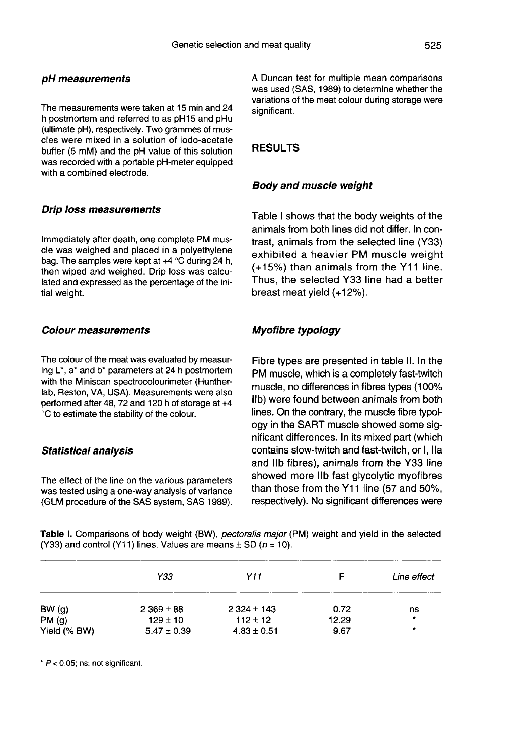### pH measurements

The measurements were taken at 15 min and 24 h postmortem and referred to as pH15 and pHu (ultimate pH), respectively. Two grammes of muscles were mixed in a solution of iodo-acetate buffer (5 mM) and the pH value of this solution was recorded with a portable pH-meter equipped with a combined electrode.

### Drip loss measurements

Immediately after death, one complete PM muscle was weighed and placed in a polyethylene bag. The samples were kept at +4 °C during 24 h, then wiped and weighed. Drip loss was calculated and expressed as the percentage of the initial weight.

### Colour measurements

The colour of the meat was evaluated by measuring L*, a* and b* parameters at 24 h postmortem with the Miniscan spectrocolourimeter (Huntherlab, Reston, VA, USA). Measurements were also performed after 48, 72 and 120 h of storage at +4 °C to estimate the stability of the colour.

### Statistical analysis

The effect of the line on the various parameters was tested using a one-way analysis of variance (GLM procedure of the SAS system, SAS 1989). A Duncan test for multiple mean comparisons was used (SAS, 1989) to determine whether the variations of the meat colour during storage were significant.

## RESULTS

### Body and muscle weight

Table I shows that the body weights of the animals from both lines did not differ. In contrast, animals from the selected line (Y33) exhibited a heavier PM muscle weight (+15%) than animals from the Y11 line. Thus, the selected Y33 line had a better breast meat yield (+12%).

### Myofibre typology

Fibre types are presented in table II. In the PM muscle, which is a completely fast-twitch muscle, no differences in fibres types (100% IIb) were found between animals from both lines. On the contrary, the muscle fibre typology in the SART muscle showed some significant differences. In its mixed part (which contains slow-twitch and fast-twitch, or I, IIa and IIb fibres), animals from the Y33 line showed more IIb fast glycolytic myofibres than those from the Y11 line (57 and 50%, respectively). No significant differences were

**Table I.** Comparisons of body weight (BW), *pectoralis major* (PM) weight and yield in the selected (Y33) and control (Y11) lines. Values are means ± SD (n = 10).

| | *Y33* | *Y11* | F | *Line effect* |
|---|---|---|---|---|
| BW (g) | 2 369 ± 88 | 2 324 ± 143 | 0.72 | ns |
| PM (g) | 129 ± 10 | 112 ± 12 | 12.29 | * |
| Yield (% BW) | 5.47 ± 0.39 | 4.83 ± 0.51 | 9.67 | * |

* $P < 0.05$; ns: not significant.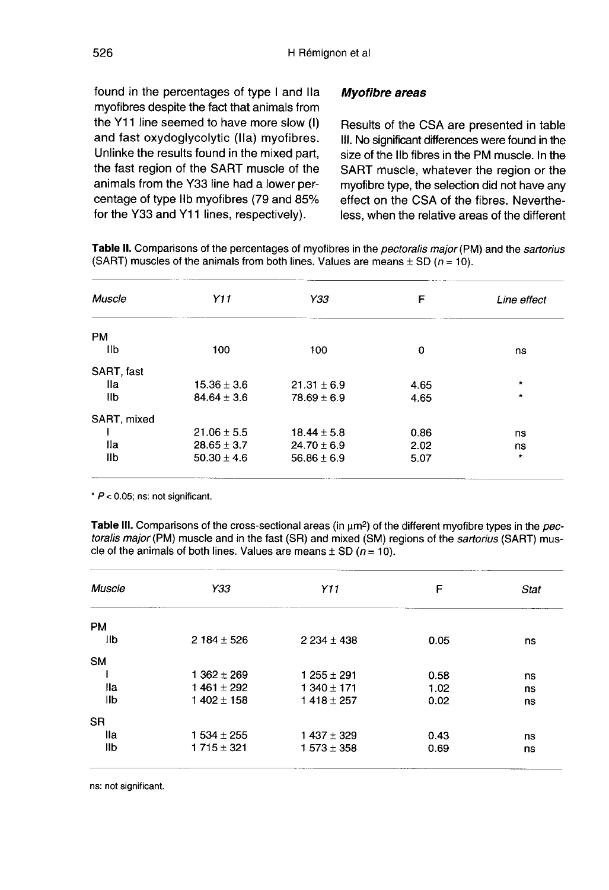found in the percentages of type I and IIa myofibres despite the fact that animals from the Y11 line seemed to have more slow (I) and fast oxydoglycolytic (IIa) myofibres. Unlinke the results found in the mixed part, the fast region of the SART muscle of the animals from the Y33 line had a lower percentage of type IIb myofibres (79 and 85% for the Y33 and Y11 lines, respectively).

### *Myofibre areas*

Results of the CSA are presented in table III. No significant differences were found in the size of the IIb fibres in the PM muscle. In the SART muscle, whatever the region or the myofibre type, the selection did not have any effect on the CSA of the fibres. Nevertheless, when the relative areas of the different

**Table II.** Comparisons of the percentages of myofibres in the *pectoralis major* (PM) and the *sartorius* (SART) muscles of the animals from both lines. Values are means ± SD ($n = 10$).

| *Muscle* | *Y11* | *Y33* | F | *Line effect* |
|---|---|---|---|---|
| PM | | | | |
| IIb | 100 | 100 | 0 | ns |
| SART, fast | | | | |
| IIa | 15.36 ± 3.6 | 21.31 ± 6.9 | 4.65 | * |
| IIb | 84.64 ± 3.6 | 78.69 ± 6.9 | 4.65 | * |
| SART, mixed | | | | |
| I | 21.06 ± 5.5 | 18.44 ± 5.8 | 0.86 | ns |
| IIa | 28.65 ± 3.7 | 24.70 ± 6.9 | 2.02 | ns |
| IIb | 50.30 ± 4.6 | 56.86 ± 6.9 | 5.07 | * |

* $P < 0.05$; ns: not significant.

**Table III.** Comparisons of the cross-sectional areas (in μm²) of the different myofibre types in the *pectoralis major* (PM) muscle and in the fast (SR) and mixed (SM) regions of the *sartorius* (SART) muscle of the animals of both lines. Values are means ± SD ($n = 10$).

| *Muscle* | *Y33* | *Y11* | F | *Stat* |
|---|---|---|---|---|
| PM | | | | |
| IIb | 2 184 ± 526 | 2 234 ± 438 | 0.05 | ns |
| SM | | | | |
| I | 1 362 ± 269 | 1 255 ± 291 | 0.58 | ns |
| IIa | 1 461 ± 292 | 1 340 ± 171 | 1.02 | ns |
| IIb | 1 402 ± 158 | 1 418 ± 257 | 0.02 | ns |
| SR | | | | |
| IIa | 1 534 ± 255 | 1 437 ± 329 | 0.43 | ns |
| IIb | 1 715 ± 321 | 1 573 ± 358 | 0.69 | ns |

ns: not significant.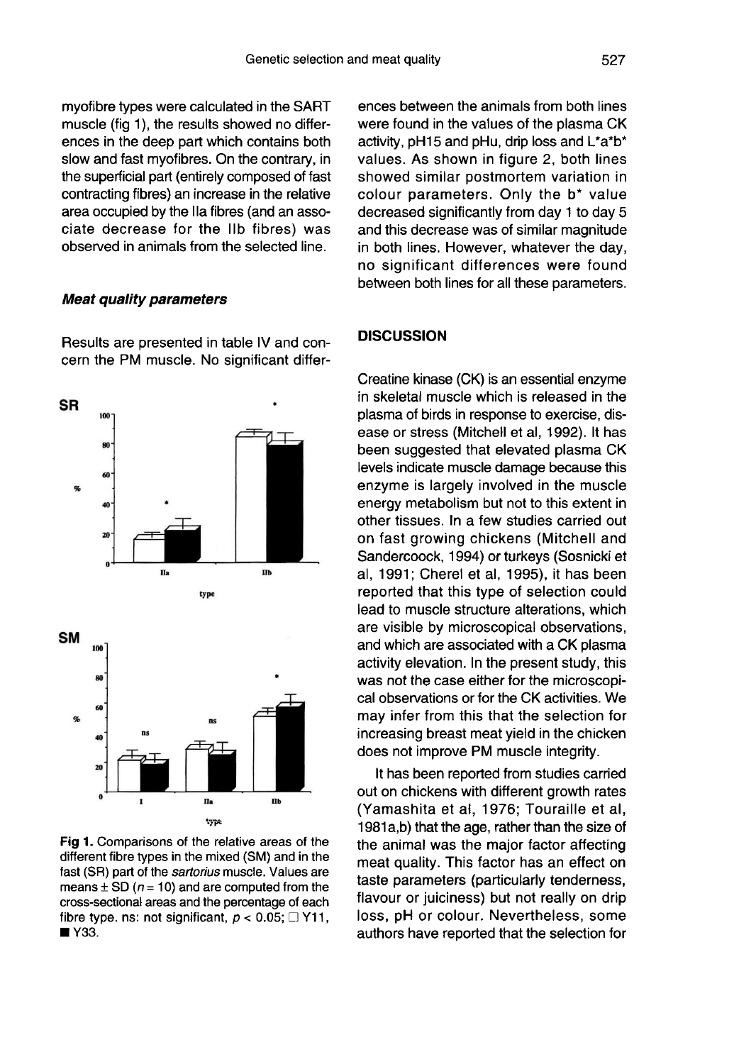myofibre types were calculated in the SART muscle (fig 1), the results showed no differences in the deep part which contains both slow and fast myofibres. On the contrary, in the superficial part (entirely composed of fast contracting fibres) an increase in the relative area occupied by the IIa fibres (and an associate decrease for the IIb fibres) was observed in animals from the selected line.

### *Meat quality parameters*

Results are presented in table IV and concern the PM muscle. No significant differences between the animals from both lines were found in the values of the plasma CK activity, pH15 and pHu, drip loss and L*a*b* values. As shown in figure 2, both lines showed similar postmortem variation in colour parameters. Only the b* value decreased significantly from day 1 to day 5 and this decrease was of similar magnitude in both lines. However, whatever the day, no significant differences were found between both lines for all these parameters.

**Fig 1.** Comparisons of the relative areas of the different fibre types in the mixed (SM) and in the fast (SR) part of the *sartorius* muscle. Values are means ± SD ($n = 10$) and are computed from the cross-sectional areas and the percentage of each fibre type. ns: not significant, $p < 0.05$; □ Y11, ■ Y33.

## DISCUSSION

Creatine kinase (CK) is an essential enzyme in skeletal muscle which is released in the plasma of birds in response to exercise, disease or stress (Mitchell et al, 1992). It has been suggested that elevated plasma CK levels indicate muscle damage because this enzyme is largely involved in the muscle energy metabolism but not to this extent in other tissues. In a few studies carried out on fast growing chickens (Mitchell and Sandercoock, 1994) or turkeys (Sosnicki et al, 1991; Cherel et al, 1995), it has been reported that this type of selection could lead to muscle structure alterations, which are visible by microscopical observations, and which are associated with a CK plasma activity elevation. In the present study, this was not the case either for the microscopical observations or for the CK activities. We may infer from this that the selection for increasing breast meat yield in the chicken does not improve PM muscle integrity.

It has been reported from studies carried out on chickens with different growth rates (Yamashita et al, 1976; Touraille et al, 1981a,b) that the age, rather than the size of the animal was the major factor affecting meat quality. This factor has an effect on taste parameters (particularly tenderness, flavour or juiciness) but not really on drip loss, pH or colour. Nevertheless, some authors have reported that the selection for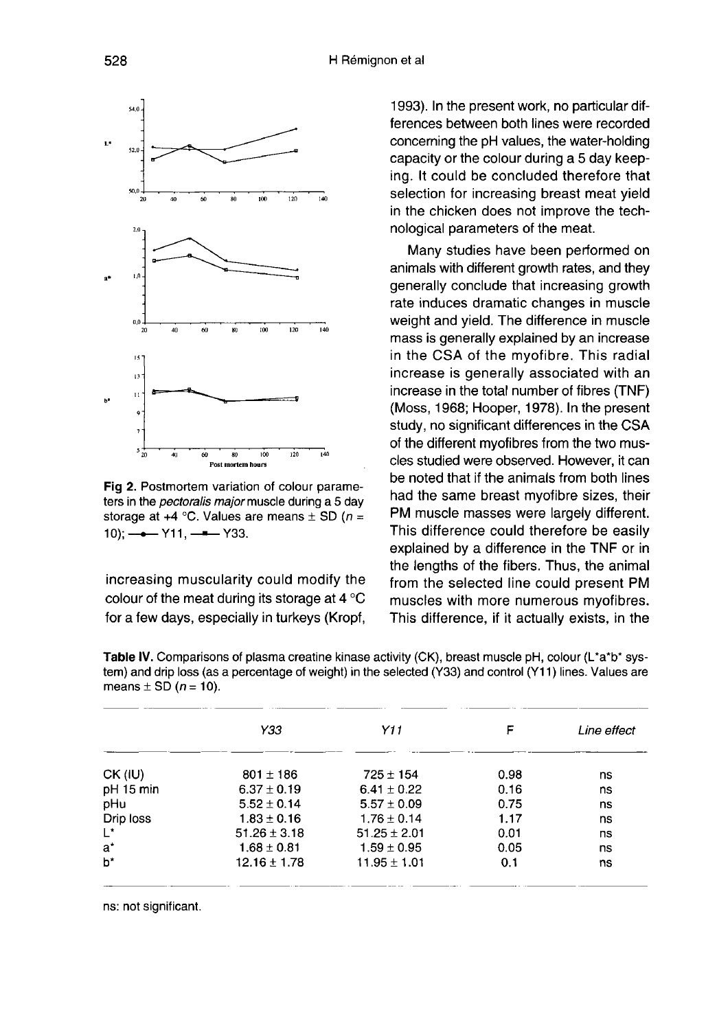Fig 2. Postmortem variation of colour parameters in the *pectoralis major* muscle during a 5 day storage at +4 °C. Values are means ± SD ($n$ = 10); —●— Y11, —■— Y33.

increasing muscularity could modify the colour of the meat during its storage at 4 °C for a few days, especially in turkeys (Kropf, 1993). In the present work, no particular differences between both lines were recorded concerning the pH values, the water-holding capacity or the colour during a 5 day keeping. It could be concluded therefore that selection for increasing breast meat yield in the chicken does not improve the technological parameters of the meat.

Many studies have been performed on animals with different growth rates, and they generally conclude that increasing growth rate induces dramatic changes in muscle weight and yield. The difference in muscle mass is generally explained by an increase in the CSA of the myofibre. This radial increase is generally associated with an increase in the total number of fibres (TNF) (Moss, 1968; Hooper, 1978). In the present study, no significant differences in the CSA of the different myofibres from the two muscles studied were observed. However, it can be noted that if the animals from both lines had the same breast myofibre sizes, their PM muscle masses were largely different. This difference could therefore be easily explained by a difference in the TNF or in the lengths of the fibers. Thus, the animal from the selected line could present PM muscles with more numerous myofibres. This difference, if it actually exists, in the

**Table IV.** Comparisons of plasma creatine kinase activity (CK), breast muscle pH, colour (L*a*b* system) and drip loss (as a percentage of weight) in the selected (Y33) and control (Y11) lines. Values are means ± SD ($n$ = 10).

| | *Y33* | *Y11* | F | *Line effect* |
|---|---|---|---|---|
| CK (IU) | 801 ± 186 | 725 ± 154 | 0.98 | ns |
| pH 15 min | 6.37 ± 0.19 | 6.41 ± 0.22 | 0.16 | ns |
| pHu | 5.52 ± 0.14 | 5.57 ± 0.09 | 0.75 | ns |
| Drip loss | 1.83 ± 0.16 | 1.76 ± 0.14 | 1.17 | ns |
| L* | 51.26 ± 3.18 | 51.25 ± 2.01 | 0.01 | ns |
| a* | 1.68 ± 0.81 | 1.59 ± 0.95 | 0.05 | ns |
| b* | 12.16 ± 1.78 | 11.95 ± 1.01 | 0.1 | ns |

ns: not significant.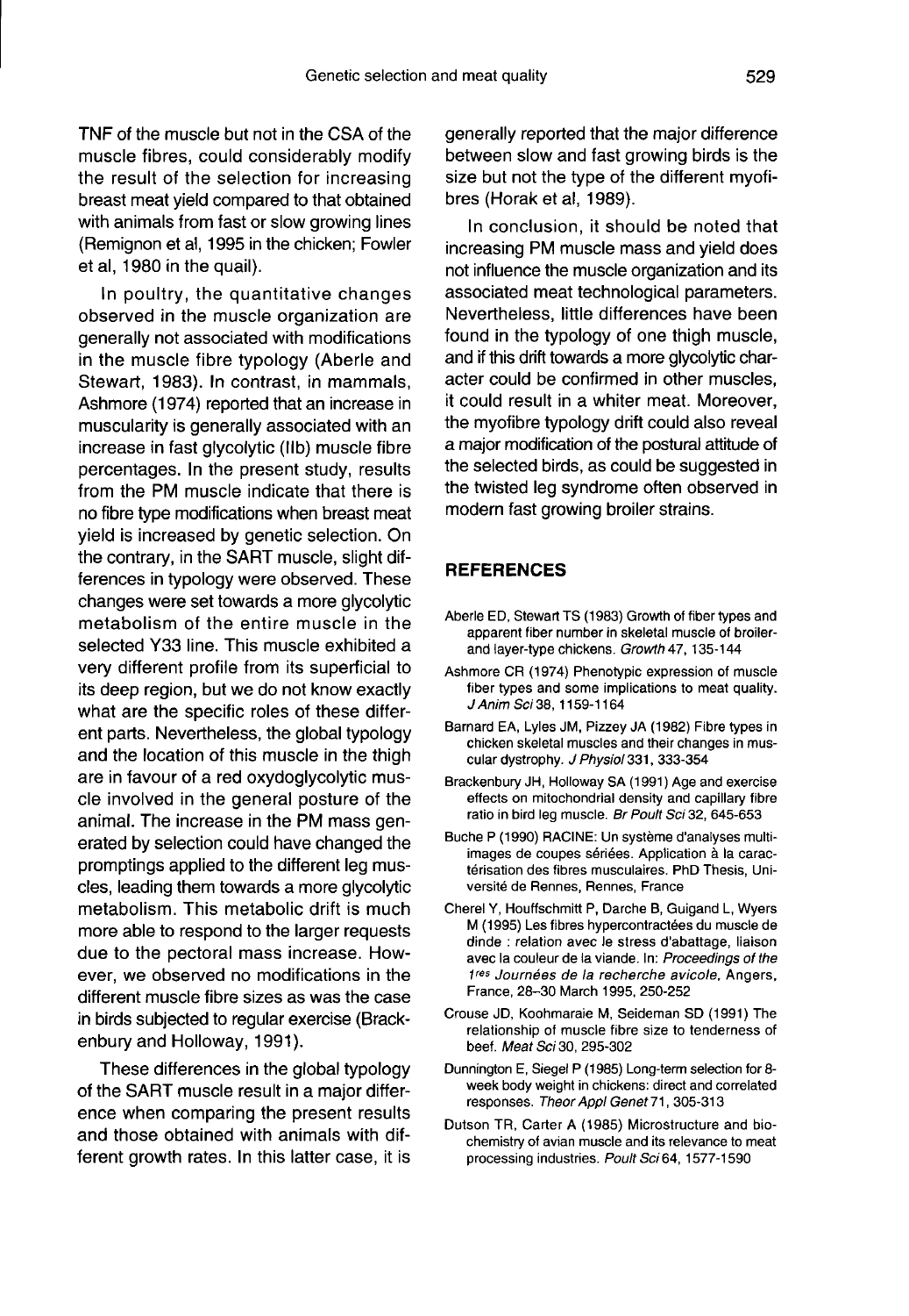TNF of the muscle but not in the CSA of the muscle fibres, could considerably modify the result of the selection for increasing breast meat yield compared to that obtained with animals from fast or slow growing lines (Remignon et al, 1995 in the chicken; Fowler et al, 1980 in the quail).

In poultry, the quantitative changes observed in the muscle organization are generally not associated with modifications in the muscle fibre typology (Aberle and Stewart, 1983). In contrast, in mammals, Ashmore (1974) reported that an increase in muscularity is generally associated with an increase in fast glycolytic (IIb) muscle fibre percentages. In the present study, results from the PM muscle indicate that there is no fibre type modifications when breast meat yield is increased by genetic selection. On the contrary, in the SART muscle, slight differences in typology were observed. These changes were set towards a more glycolytic metabolism of the entire muscle in the selected Y33 line. This muscle exhibited a very different profile from its superficial to its deep region, but we do not know exactly what are the specific roles of these different parts. Nevertheless, the global typology and the location of this muscle in the thigh are in favour of a red oxydoglycolytic muscle involved in the general posture of the animal. The increase in the PM mass generated by selection could have changed the promptings applied to the different leg muscles, leading them towards a more glycolytic metabolism. This metabolic drift is much more able to respond to the larger requests due to the pectoral mass increase. However, we observed no modifications in the different muscle fibre sizes as was the case in birds subjected to regular exercise (Brackenbury and Holloway, 1991).

These differences in the global typology of the SART muscle result in a major difference when comparing the present results and those obtained with animals with different growth rates. In this latter case, it is generally reported that the major difference between slow and fast growing birds is the size but not the type of the different myofibres (Horak et al, 1989).

In conclusion, it should be noted that increasing PM muscle mass and yield does not influence the muscle organization and its associated meat technological parameters. Nevertheless, little differences have been found in the typology of one thigh muscle, and if this drift towards a more glycolytic character could be confirmed in other muscles, it could result in a whiter meat. Moreover, the myofibre typology drift could also reveal a major modification of the postural attitude of the selected birds, as could be suggested in the twisted leg syndrome often observed in modern fast growing broiler strains.

## REFERENCES

Aberle ED, Stewart TS (1983) Growth of fiber types and apparent fiber number in skeletal muscle of broiler- and layer-type chickens. *Growth* 47, 135-144

Ashmore CR (1974) Phenotypic expression of muscle fiber types and some implications to meat quality. *J Anim Sci* 38, 1159-1164

Barnard EA, Lyles JM, Pizzey JA (1982) Fibre types in chicken skeletal muscles and their changes in muscular dystrophy. *J Physiol* 331, 333-354

Brackenbury JH, Holloway SA (1991) Age and exercise effects on mitochondrial density and capillary fibre ratio in bird leg muscle. *Br Poult Sci* 32, 645-653

Buche P (1990) RACINE: Un système d'analyses multi-images de coupes sériées. Application à la caractérisation des fibres musculaires. PhD Thesis, Université de Rennes, Rennes, France

Cherel Y, Houffschmitt P, Darche B, Guigand L, Wyers M (1995) Les fibres hypercontractées du muscle de dinde : relation avec le stress d'abattage, liaison avec la couleur de la viande. In: *Proceedings of the 1<sup>res</sup> Journées de la recherche avicole*, Angers, France, 28–30 March 1995, 250-252

Crouse JD, Koohmaraie M, Seideman SD (1991) The relationship of muscle fibre size to tenderness of beef. *Meat Sci* 30, 295-302

Dunnington E, Siegel P (1985) Long-term selection for 8-week body weight in chickens: direct and correlated responses. *Theor Appl Genet* 71, 305-313

Dutson TR, Carter A (1985) Microstructure and biochemistry of avian muscle and its relevance to meat processing industries. *Poult Sci* 64, 1577-1590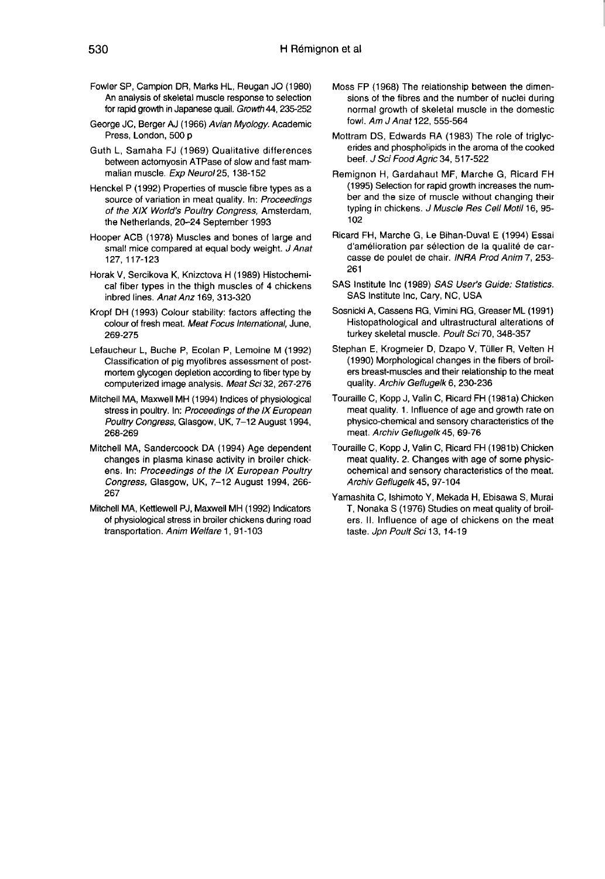Fowler SP, Campion DR, Marks HL, Reugan JO (1980) An analysis of skeletal muscle response to selection for rapid growth in Japanese quail. *Growth* 44, 235-252

George JC, Berger AJ (1966) *Avian Myology*. Academic Press, London, 500 p

Guth L, Samaha FJ (1969) Qualitative differences between actomyosin ATPase of slow and fast mammalian muscle. *Exp Neurol* 25, 138-152

Henckel P (1992) Properties of muscle fibre types as a source of variation in meat quality. In: *Proceedings of the XIX World's Poultry Congress*, Amsterdam, the Netherlands, 20–24 September 1993

Hooper ACB (1978) Muscles and bones of large and small mice compared at equal body weight. *J Anat* 127, 117-123

Horak V, Sercikova K, Knizctova H (1989) Histochemical fiber types in the thigh muscles of 4 chickens inbred lines. *Anat Anz* 169, 313-320

Kropf DH (1993) Colour stability: factors affecting the colour of fresh meat. *Meat Focus International*, June, 269-275

Lefaucheur L, Buche P, Ecolan P, Lemoine M (1992) Classification of pig myofibres assessment of postmortem glycogen depletion according to fiber type by computerized image analysis. *Meat Sci* 32, 267-276

Mitchell MA, Maxwell MH (1994) Indices of physiological stress in poultry. In: *Proceedings of the IX European Poultry Congress*, Glasgow, UK, 7–12 August 1994, 268-269

Mitchell MA, Sandercoock DA (1994) Age dependent changes in plasma kinase activity in broiler chickens. In: *Proceedings of the IX European Poultry Congress*, Glasgow, UK, 7–12 August 1994, 266-267

Mitchell MA, Kettlewell PJ, Maxwell MH (1992) Indicators of physiological stress in broiler chickens during road transportation. *Anim Welfare* 1, 91-103

Moss FP (1968) The relationship between the dimensions of the fibres and the number of nuclei during normal growth of skeletal muscle in the domestic fowl. *Am J Anat* 122, 555-564

Mottram DS, Edwards RA (1983) The role of triglycerides and phospholipids in the aroma of the cooked beef. *J Sci Food Agric* 34, 517-522

Remignon H, Gardahaut MF, Marche G, Ricard FH (1995) Selection for rapid growth increases the number and the size of muscle without changing their typing in chickens. *J Muscle Res Cell Motil* 16, 95-102

Ricard FH, Marche G, Le Bihan-Duval E (1994) Essai d'amélioration par sélection de la qualité de carcasse de poulet de chair. *INRA Prod Anim* 7, 253-261

SAS Institute Inc (1989) *SAS User's Guide: Statistics*. SAS Institute Inc, Cary, NC, USA

Sosnicki A, Cassens RG, Vimini RG, Greaser ML (1991) Histopathological and ultrastructural alterations of turkey skeletal muscle. *Poult Sci* 70, 348-357

Stephan E, Krogmeier D, Dzapo V, Tüller R, Velten H (1990) Morphological changes in the fibers of broilers breast-muscles and their relationship to the meat quality. *Archiv Geflugelk* 6, 230-236

Touraille C, Kopp J, Valin C, Ricard FH (1981a) Chicken meat quality. 1. Influence of age and growth rate on physico-chemical and sensory characteristics of the meat. *Archiv Geflugelk* 45, 69-76

Touraille C, Kopp J, Valin C, Ricard FH (1981b) Chicken meat quality. 2. Changes with age of some physicochemical and sensory characteristics of the meat. *Archiv Geflugelk* 45, 97-104

Yamashita C, Ishimoto Y, Mekada H, Ebisawa S, Murai T, Nonaka S (1976) Studies on meat quality of broilers. II. Influence of age of chickens on the meat taste. *Jpn Poult Sci* 13, 14-19